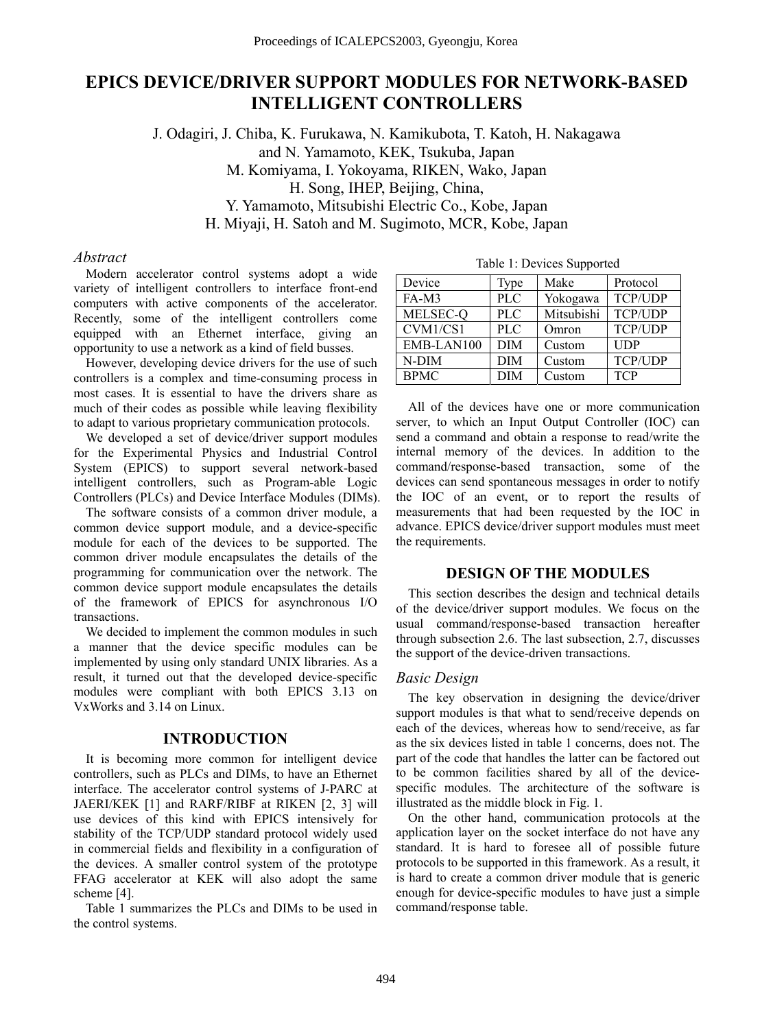# EPICS DEVICE/DRIVER SUPPORT MODULES FOR NETWORK-BASED INTELLIGENT CONTROLLERS

J. Odagiri, J. Chiba, K. Furukawa, N. Kamikubota, T. Katoh, H. Nakagawa and N. Yamamoto, KEK, Tsukuba, Japan
M. Komiyama, I. Yokoyama, RIKEN, Wako, Japan
H. Song, IHEP, Beijing, China,
Y. Yamamoto, Mitsubishi Electric Co., Kobe, Japan
H. Miyaji, H. Satoh and M. Sugimoto, MCR, Kobe, Japan

## *Abstract*

Modern accelerator control systems adopt a wide variety of intelligent controllers to interface front-end computers with active components of the accelerator. Recently, some of the intelligent controllers come equipped with an Ethernet interface, giving an opportunity to use a network as a kind of field busses.

However, developing device drivers for the use of such controllers is a complex and time-consuming process in most cases. It is essential to have the drivers share as much of their codes as possible while leaving flexibility to adapt to various proprietary communication protocols.

We developed a set of device/driver support modules for the Experimental Physics and Industrial Control System (EPICS) to support several network-based intelligent controllers, such as Program-able Logic Controllers (PLCs) and Device Interface Modules (DIMs).

The software consists of a common driver module, a common device support module, and a device-specific module for each of the devices to be supported. The common driver module encapsulates the details of the programming for communication over the network. The common device support module encapsulates the details of the framework of EPICS for asynchronous I/O transactions.

We decided to implement the common modules in such a manner that the device specific modules can be implemented by using only standard UNIX libraries. As a result, it turned out that the developed device-specific modules were compliant with both EPICS 3.13 on VxWorks and 3.14 on Linux.

## INTRODUCTION

It is becoming more common for intelligent device controllers, such as PLCs and DIMs, to have an Ethernet interface. The accelerator control systems of J-PARC at JAERI/KEK [1] and RARF/RIBF at RIKEN [2, 3] will use devices of this kind with EPICS intensively for stability of the TCP/UDP standard protocol widely used in commercial fields and flexibility in a configuration of the devices. A smaller control system of the prototype FFAG accelerator at KEK will also adopt the same scheme [4].

Table 1 summarizes the PLCs and DIMs to be used in the control systems.

Table 1: Devices Supported

| Device | Type | Make | Protocol |
|---|---|---|---|
| FA-M3 | PLC | Yokogawa | TCP/UDP |
| MELSEC-Q | PLC | Mitsubishi | TCP/UDP |
| CVM1/CS1 | PLC | Omron | TCP/UDP |
| EMB-LAN100 | DIM | Custom | UDP |
| N-DIM | DIM | Custom | TCP/UDP |
| BPMC | DIM | Custom | TCP |

All of the devices have one or more communication server, to which an Input Output Controller (IOC) can send a command and obtain a response to read/write the internal memory of the devices. In addition to the command/response-based transaction, some of the devices can send spontaneous messages in order to notify the IOC of an event, or to report the results of measurements that had been requested by the IOC in advance. EPICS device/driver support modules must meet the requirements.

## DESIGN OF THE MODULES

This section describes the design and technical details of the device/driver support modules. We focus on the usual command/response-based transaction hereafter through subsection 2.6. The last subsection, 2.7, discusses the support of the device-driven transactions.

### *Basic Design*

The key observation in designing the device/driver support modules is that what to send/receive depends on each of the devices, whereas how to send/receive, as far as the six devices listed in table 1 concerns, does not. The part of the code that handles the latter can be factored out to be common facilities shared by all of the device-specific modules. The architecture of the software is illustrated as the middle block in Fig. 1.

On the other hand, communication protocols at the application layer on the socket interface do not have any standard. It is hard to foresee all of possible future protocols to be supported in this framework. As a result, it is hard to create a common driver module that is generic enough for device-specific modules to have just a simple command/response table.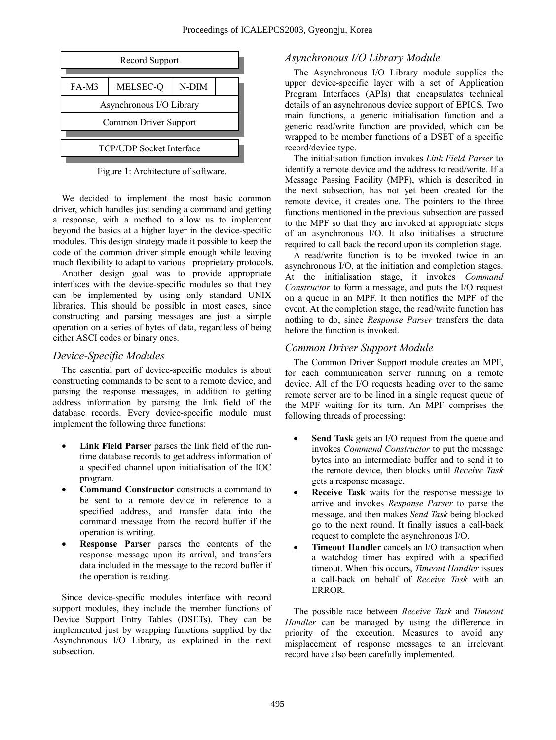| Record Support | | | |
|---|---|---|---|
| FA-M3 | MELSEC-Q | N-DIM | |
| Asynchronous I/O Library | | | |
| Common Driver Support | | | |
| TCP/UDP Socket Interface | | | |

Figure 1: Architecture of software.

We decided to implement the most basic common driver, which handles just sending a command and getting a response, with a method to allow us to implement beyond the basics at a higher layer in the device-specific modules. This design strategy made it possible to keep the code of the common driver simple enough while leaving much flexibility to adapt to various proprietary protocols.

Another design goal was to provide appropriate interfaces with the device-specific modules so that they can be implemented by using only standard UNIX libraries. This should be possible in most cases, since constructing and parsing messages are just a simple operation on a series of bytes of data, regardless of being either ASCI codes or binary ones.

### *Device-Specific Modules*

The essential part of device-specific modules is about constructing commands to be sent to a remote device, and parsing the response messages, in addition to getting address information by parsing the link field of the database records. Every device-specific module must implement the following three functions:

- **Link Field Parser** parses the link field of the run-time database records to get address information of a specified channel upon initialisation of the IOC program.
- **Command Constructor** constructs a command to be sent to a remote device in reference to a specified address, and transfer data into the command message from the record buffer if the operation is writing.
- **Response Parser** parses the contents of the response message upon its arrival, and transfers data included in the message to the record buffer if the operation is reading.

Since device-specific modules interface with record support modules, they include the member functions of Device Support Entry Tables (DSETs). They can be implemented just by wrapping functions supplied by the Asynchronous I/O Library, as explained in the next subsection.

### *Asynchronous I/O Library Module*

The Asynchronous I/O Library module supplies the upper device-specific layer with a set of Application Program Interfaces (APIs) that encapsulates technical details of an asynchronous device support of EPICS. Two main functions, a generic initialisation function and a generic read/write function are provided, which can be wrapped to be member functions of a DSET of a specific record/device type.

The initialisation function invokes *Link Field Parser* to identify a remote device and the address to read/write. If a Message Passing Facility (MPF), which is described in the next subsection, has not yet been created for the remote device, it creates one. The pointers to the three functions mentioned in the previous subsection are passed to the MPF so that they are invoked at appropriate steps of an asynchronous I/O. It also initialises a structure required to call back the record upon its completion stage.

A read/write function is to be invoked twice in an asynchronous I/O, at the initiation and completion stages. At the initialisation stage, it invokes *Command Constructor* to form a message, and puts the I/O request on a queue in an MPF. It then notifies the MPF of the event. At the completion stage, the read/write function has nothing to do, since *Response Parser* transfers the data before the function is invoked.

### *Common Driver Support Module*

The Common Driver Support module creates an MPF, for each communication server running on a remote device. All of the I/O requests heading over to the same remote server are to be lined in a single request queue of the MPF waiting for its turn. An MPF comprises the following threads of processing:

- **Send Task** gets an I/O request from the queue and invokes *Command Constructor* to put the message bytes into an intermediate buffer and to send it to the remote device, then blocks until *Receive Task* gets a response message.
- **Receive Task** waits for the response message to arrive and invokes *Response Parser* to parse the message, and then makes *Send Task* being blocked go to the next round. It finally issues a call-back request to complete the asynchronous I/O.
- **Timeout Handler** cancels an I/O transaction when a watchdog timer has expired with a specified timeout. When this occurs, *Timeout Handler* issues a call-back on behalf of *Receive Task* with an ERROR.

The possible race between *Receive Task* and *Timeout Handler* can be managed by using the difference in priority of the execution. Measures to avoid any misplacement of response messages to an irrelevant record have also been carefully implemented.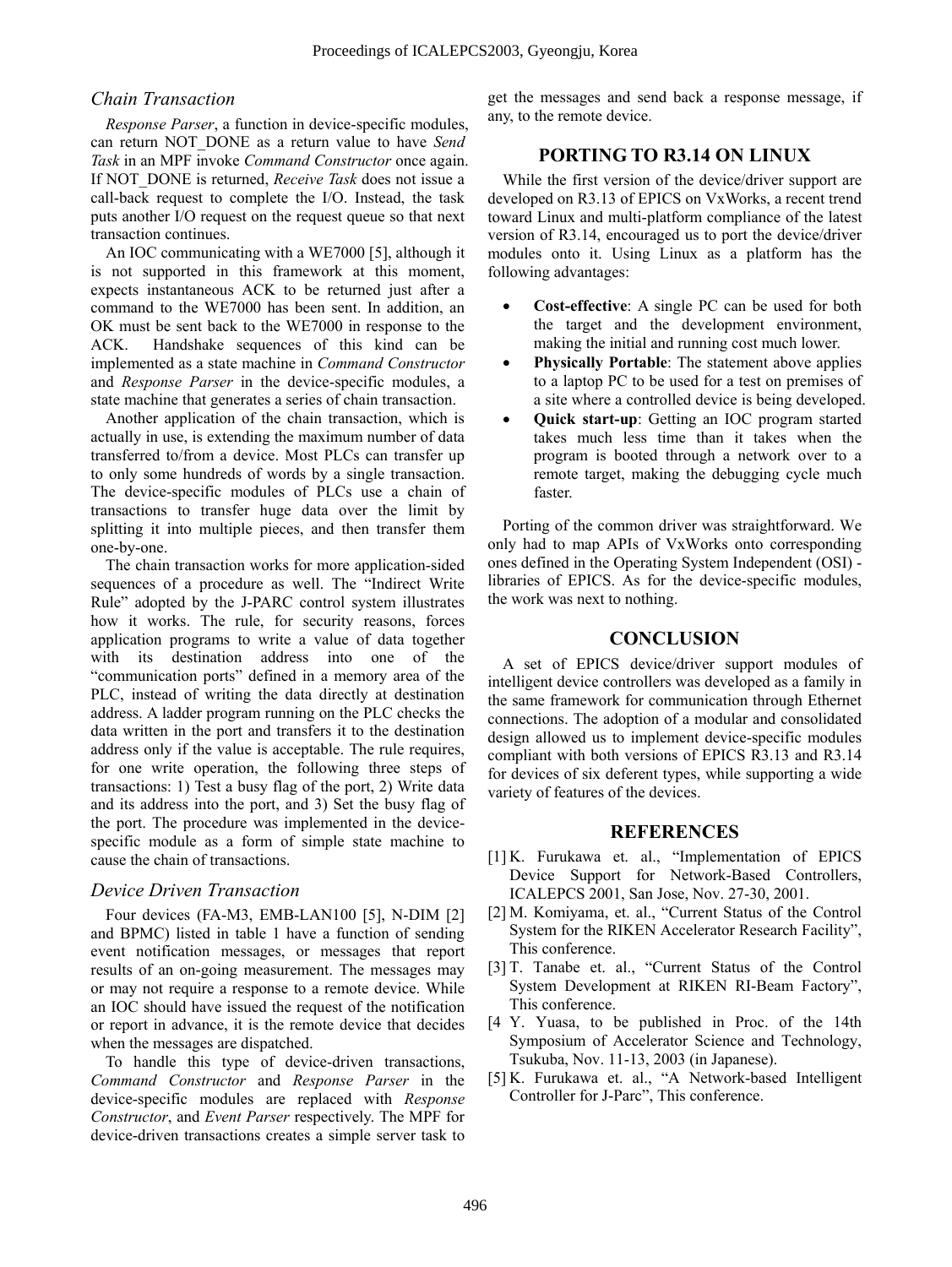### *Chain Transaction*

*Response Parser*, a function in device-specific modules, can return NOT_DONE as a return value to have *Send Task* in an MPF invoke *Command Constructor* once again. If NOT_DONE is returned, *Receive Task* does not issue a call-back request to complete the I/O. Instead, the task puts another I/O request on the request queue so that next transaction continues.

An IOC communicating with a WE7000 [5], although it is not supported in this framework at this moment, expects instantaneous ACK to be returned just after a command to the WE7000 has been sent. In addition, an OK must be sent back to the WE7000 in response to the ACK. Handshake sequences of this kind can be implemented as a state machine in *Command Constructor* and *Response Parser* in the device-specific modules, a state machine that generates a series of chain transaction.

Another application of the chain transaction, which is actually in use, is extending the maximum number of data transferred to/from a device. Most PLCs can transfer up to only some hundreds of words by a single transaction. The device-specific modules of PLCs use a chain of transactions to transfer huge data over the limit by splitting it into multiple pieces, and then transfer them one-by-one.

The chain transaction works for more application-sided sequences of a procedure as well. The "Indirect Write Rule" adopted by the J-PARC control system illustrates how it works. The rule, for security reasons, forces application programs to write a value of data together with its destination address into one of the "communication ports" defined in a memory area of the PLC, instead of writing the data directly at destination address. A ladder program running on the PLC checks the data written in the port and transfers it to the destination address only if the value is acceptable. The rule requires, for one write operation, the following three steps of transactions: 1) Test a busy flag of the port, 2) Write data and its address into the port, and 3) Set the busy flag of the port. The procedure was implemented in the device-specific module as a form of simple state machine to cause the chain of transactions.

### *Device Driven Transaction*

Four devices (FA-M3, EMB-LAN100 [5], N-DIM [2] and BPMC) listed in table 1 have a function of sending event notification messages, or messages that report results of an on-going measurement. The messages may or may not require a response to a remote device. While an IOC should have issued the request of the notification or report in advance, it is the remote device that decides when the messages are dispatched.

To handle this type of device-driven transactions, *Command Constructor* and *Response Parser* in the device-specific modules are replaced with *Response Constructor*, and *Event Parser* respectively. The MPF for device-driven transactions creates a simple server task to get the messages and send back a response message, if any, to the remote device.

## PORTING TO R3.14 ON LINUX

While the first version of the device/driver support are developed on R3.13 of EPICS on VxWorks, a recent trend toward Linux and multi-platform compliance of the latest version of R3.14, encouraged us to port the device/driver modules onto it. Using Linux as a platform has the following advantages:

- **Cost-effective**: A single PC can be used for both the target and the development environment, making the initial and running cost much lower.
- **Physically Portable**: The statement above applies to a laptop PC to be used for a test on premises of a site where a controlled device is being developed.
- **Quick start-up**: Getting an IOC program started takes much less time than it takes when the program is booted through a network over to a remote target, making the debugging cycle much faster.

Porting of the common driver was straightforward. We only had to map APIs of VxWorks onto corresponding ones defined in the Operating System Independent (OSI) - libraries of EPICS. As for the device-specific modules, the work was next to nothing.

## CONCLUSION

A set of EPICS device/driver support modules of intelligent device controllers was developed as a family in the same framework for communication through Ethernet connections. The adoption of a modular and consolidated design allowed us to implement device-specific modules compliant with both versions of EPICS R3.13 and R3.14 for devices of six deferent types, while supporting a wide variety of features of the devices.

## REFERENCES

[1] K. Furukawa et. al., "Implementation of EPICS Device Support for Network-Based Controllers, ICALEPCS 2001, San Jose, Nov. 27-30, 2001.

[2] M. Komiyama, et. al., "Current Status of the Control System for the RIKEN Accelerator Research Facility", This conference.

[3] T. Tanabe et. al., "Current Status of the Control System Development at RIKEN RI-Beam Factory", This conference.

[4 Y. Yuasa, to be published in Proc. of the 14th Symposium of Accelerator Science and Technology, Tsukuba, Nov. 11-13, 2003 (in Japanese).

[5] K. Furukawa et. al., "A Network-based Intelligent Controller for J-Parc", This conference.